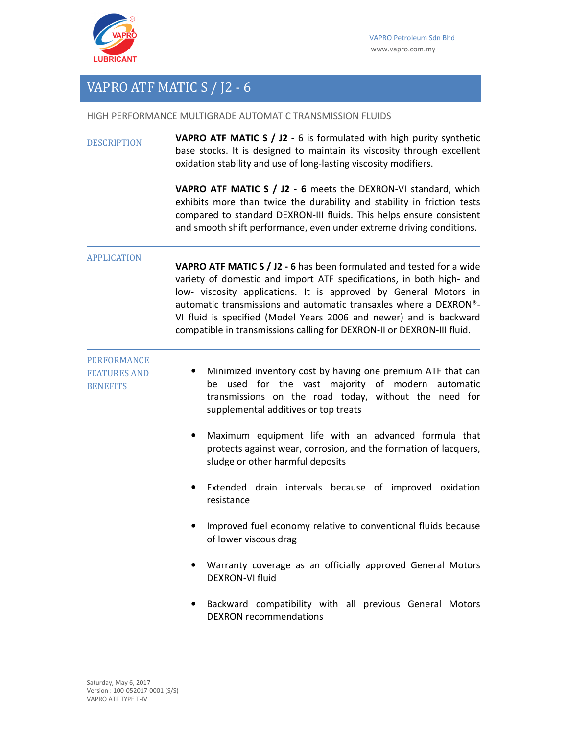VAPRO Petroleum Sdn Bhd
www.vapro.com.my

# VAPRO ATF MATIC S / J2 - 6

HIGH PERFORMANCE MULTIGRADE AUTOMATIC TRANSMISSION FLUIDS

## DESCRIPTION

**VAPRO ATF MATIC S / J2 -** 6 is formulated with high purity synthetic base stocks. It is designed to maintain its viscosity through excellent oxidation stability and use of long-lasting viscosity modifiers.

**VAPRO ATF MATIC S / J2 - 6** meets the DEXRON-VI standard, which exhibits more than twice the durability and stability in friction tests compared to standard DEXRON-III fluids. This helps ensure consistent and smooth shift performance, even under extreme driving conditions.

## APPLICATION

**VAPRO ATF MATIC S / J2 - 6** has been formulated and tested for a wide variety of domestic and import ATF specifications, in both high- and low- viscosity applications. It is approved by General Motors in automatic transmissions and automatic transaxles where a DEXRON®-VI fluid is specified (Model Years 2006 and newer) and is backward compatible in transmissions calling for DEXRON-II or DEXRON-III fluid.

## PERFORMANCE FEATURES AND BENEFITS

- Minimized inventory cost by having one premium ATF that can be used for the vast majority of modern automatic transmissions on the road today, without the need for supplemental additives or top treats
- Maximum equipment life with an advanced formula that protects against wear, corrosion, and the formation of lacquers, sludge or other harmful deposits
- Extended drain intervals because of improved oxidation resistance
- Improved fuel economy relative to conventional fluids because of lower viscous drag
- Warranty coverage as an officially approved General Motors DEXRON-VI fluid
- Backward compatibility with all previous General Motors DEXRON recommendations

Saturday, May 6, 2017
Version : 100-052017-0001 (S/S)
VAPRO ATF TYPE T-IV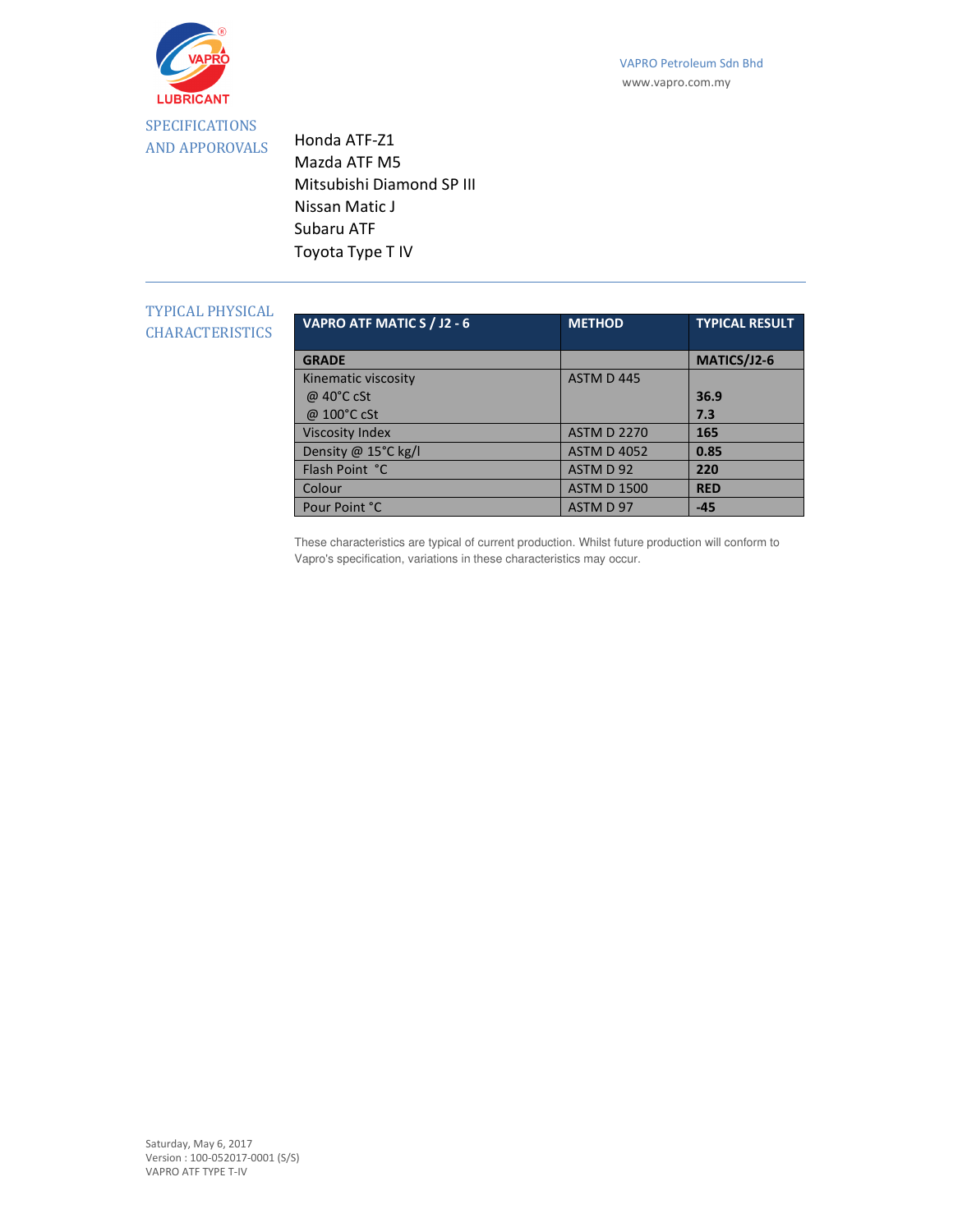## SPECIFICATIONS AND APPOROVALS

Honda ATF-Z1
Mazda ATF M5
Mitsubishi Diamond SP III
Nissan Matic J
Subaru ATF
Toyota Type T IV

## TYPICAL PHYSICAL CHARACTERISTICS

| VAPRO ATF MATIC S / J2 - 6 | METHOD | TYPICAL RESULT |
|---|---|---|
| **GRADE** | | **MATICS/J2-6** |
| Kinematic viscosity<br>@ 40°C cSt<br>@ 100°C cSt | ASTM D 445 | <br>**36.9**<br>**7.3** |
| Viscosity Index | ASTM D 2270 | **165** |
| Density @ 15°C kg/l | ASTM D 4052 | **0.85** |
| Flash Point °C | ASTM D 92 | **220** |
| Colour | ASTM D 1500 | **RED** |
| Pour Point °C | ASTM D 97 | **-45** |

These characteristics are typical of current production. Whilst future production will conform to Vapro's specification, variations in these characteristics may occur.

Saturday, May 6, 2017
Version : 100-052017-0001 (S/S)
VAPRO ATF TYPE T-IV